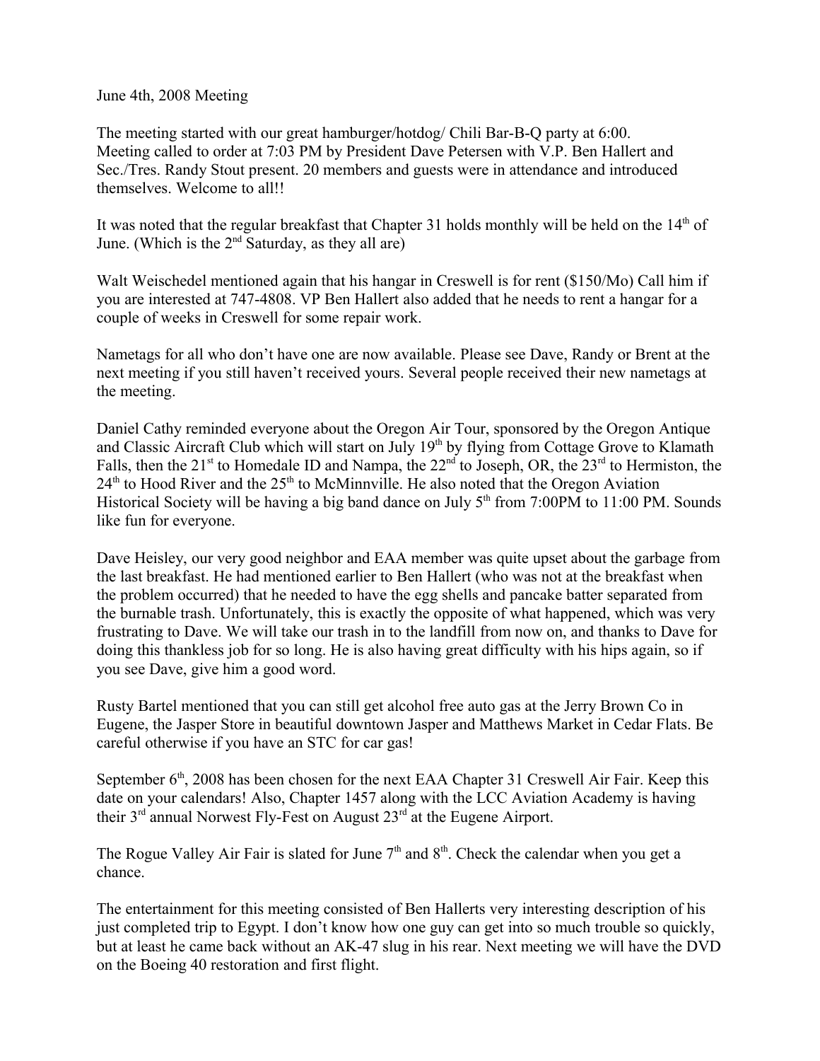June 4th, 2008 Meeting

The meeting started with our great hamburger/hotdog/ Chili Bar-B-Q party at 6:00. Meeting called to order at 7:03 PM by President Dave Petersen with V.P. Ben Hallert and Sec./Tres. Randy Stout present. 20 members and guests were in attendance and introduced themselves. Welcome to all!!

It was noted that the regular breakfast that Chapter 31 holds monthly will be held on the 14th of June. (Which is the 2nd Saturday, as they all are)

Walt Weischedel mentioned again that his hangar in Creswell is for rent ($150/Mo) Call him if you are interested at 747-4808. VP Ben Hallert also added that he needs to rent a hangar for a couple of weeks in Creswell for some repair work.

Nametags for all who don't have one are now available. Please see Dave, Randy or Brent at the next meeting if you still haven't received yours. Several people received their new nametags at the meeting.

Daniel Cathy reminded everyone about the Oregon Air Tour, sponsored by the Oregon Antique and Classic Aircraft Club which will start on July 19th by flying from Cottage Grove to Klamath Falls, then the 21st to Homedale ID and Nampa, the 22nd to Joseph, OR, the 23rd to Hermiston, the 24th to Hood River and the 25th to McMinnville. He also noted that the Oregon Aviation Historical Society will be having a big band dance on July 5th from 7:00PM to 11:00 PM. Sounds like fun for everyone.

Dave Heisley, our very good neighbor and EAA member was quite upset about the garbage from the last breakfast. He had mentioned earlier to Ben Hallert (who was not at the breakfast when the problem occurred) that he needed to have the egg shells and pancake batter separated from the burnable trash. Unfortunately, this is exactly the opposite of what happened, which was very frustrating to Dave. We will take our trash in to the landfill from now on, and thanks to Dave for doing this thankless job for so long. He is also having great difficulty with his hips again, so if you see Dave, give him a good word.

Rusty Bartel mentioned that you can still get alcohol free auto gas at the Jerry Brown Co in Eugene, the Jasper Store in beautiful downtown Jasper and Matthews Market in Cedar Flats. Be careful otherwise if you have an STC for car gas!

September 6th, 2008 has been chosen for the next EAA Chapter 31 Creswell Air Fair. Keep this date on your calendars! Also, Chapter 1457 along with the LCC Aviation Academy is having their 3rd annual Norwest Fly-Fest on August 23rd at the Eugene Airport.

The Rogue Valley Air Fair is slated for June 7th and 8th. Check the calendar when you get a chance.

The entertainment for this meeting consisted of Ben Hallerts very interesting description of his just completed trip to Egypt. I don't know how one guy can get into so much trouble so quickly, but at least he came back without an AK-47 slug in his rear. Next meeting we will have the DVD on the Boeing 40 restoration and first flight.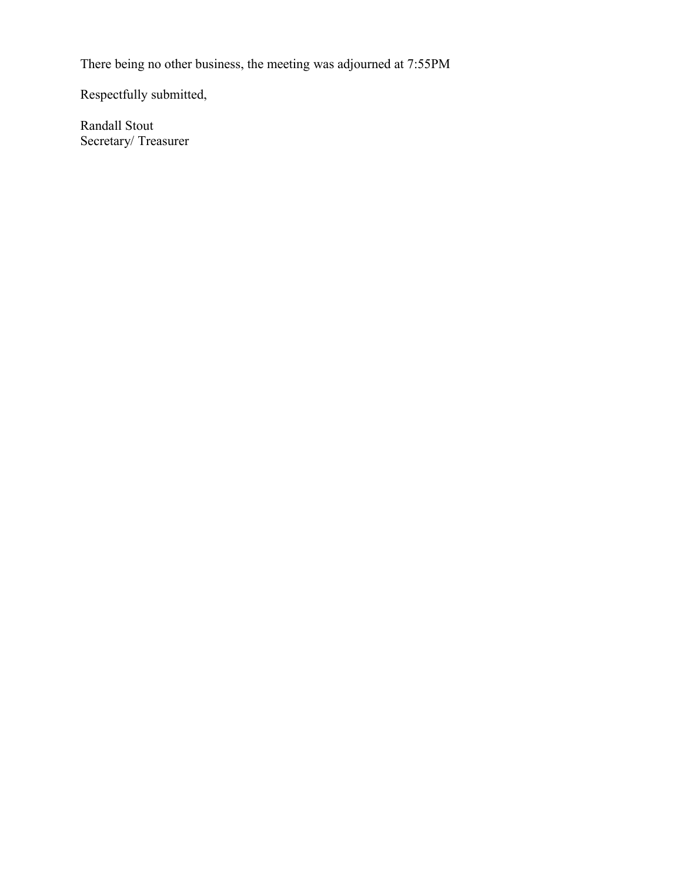There being no other business, the meeting was adjourned at 7:55PM

Respectfully submitted,

Randall Stout
Secretary/ Treasurer